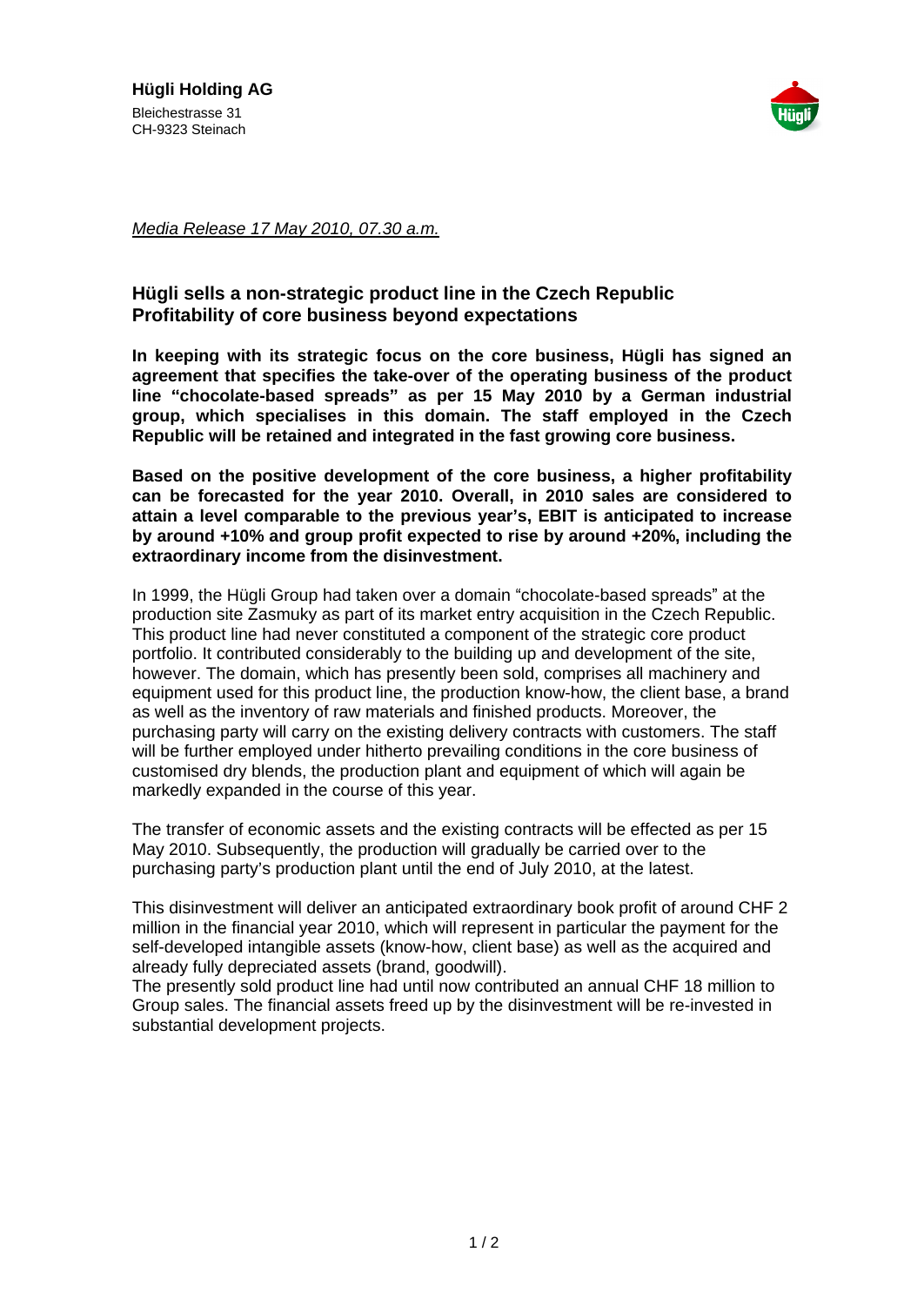**Hügli Holding AG**
Bleichestrasse 31
CH-9323 Steinach

*Media Release 17 May 2010, 07.30 a.m.*

## Hügli sells a non-strategic product line in the Czech Republic
## Profitability of core business beyond expectations

**In keeping with its strategic focus on the core business, Hügli has signed an agreement that specifies the take-over of the operating business of the product line "chocolate-based spreads" as per 15 May 2010 by a German industrial group, which specialises in this domain. The staff employed in the Czech Republic will be retained and integrated in the fast growing core business.**

**Based on the positive development of the core business, a higher profitability can be forecasted for the year 2010. Overall, in 2010 sales are considered to attain a level comparable to the previous year's, EBIT is anticipated to increase by around +10% and group profit expected to rise by around +20%, including the extraordinary income from the disinvestment.**

In 1999, the Hügli Group had taken over a domain "chocolate-based spreads" at the production site Zasmuky as part of its market entry acquisition in the Czech Republic. This product line had never constituted a component of the strategic core product portfolio. It contributed considerably to the building up and development of the site, however. The domain, which has presently been sold, comprises all machinery and equipment used for this product line, the production know-how, the client base, a brand as well as the inventory of raw materials and finished products. Moreover, the purchasing party will carry on the existing delivery contracts with customers. The staff will be further employed under hitherto prevailing conditions in the core business of customised dry blends, the production plant and equipment of which will again be markedly expanded in the course of this year.

The transfer of economic assets and the existing contracts will be effected as per 15 May 2010. Subsequently, the production will gradually be carried over to the purchasing party's production plant until the end of July 2010, at the latest.

This disinvestment will deliver an anticipated extraordinary book profit of around CHF 2 million in the financial year 2010, which will represent in particular the payment for the self-developed intangible assets (know-how, client base) as well as the acquired and already fully depreciated assets (brand, goodwill).
The presently sold product line had until now contributed an annual CHF 18 million to Group sales. The financial assets freed up by the disinvestment will be re-invested in substantial development projects.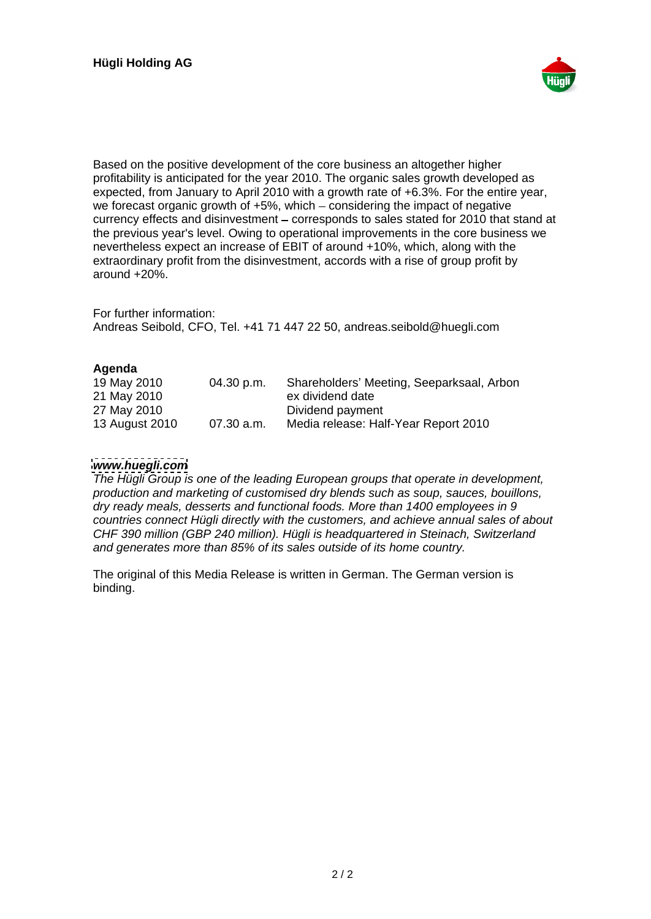Based on the positive development of the core business an altogether higher profitability is anticipated for the year 2010. The organic sales growth developed as expected, from January to April 2010 with a growth rate of +6.3%. For the entire year, we forecast organic growth of +5%, which – considering the impact of negative currency effects and disinvestment – corresponds to sales stated for 2010 that stand at the previous year's level. Owing to operational improvements in the core business we nevertheless expect an increase of EBIT of around +10%, which, along with the extraordinary profit from the disinvestment, accords with a rise of group profit by around +20%.

For further information:
Andreas Seibold, CFO, Tel. +41 71 447 22 50, andreas.seibold@huegli.com

**Agenda**

| | | |
|---|---|---|
| 19 May 2010 | 04.30 p.m. | Shareholders' Meeting, Seeparksaal, Arbon |
| 21 May 2010 | | ex dividend date |
| 27 May 2010 | | Dividend payment |
| 13 August 2010 | 07.30 a.m. | Media release: Half-Year Report 2010 |

***www.huegli.com***
*The Hügli Group is one of the leading European groups that operate in development, production and marketing of customised dry blends such as soup, sauces, bouillons, dry ready meals, desserts and functional foods. More than 1400 employees in 9 countries connect Hügli directly with the customers, and achieve annual sales of about CHF 390 million (GBP 240 million). Hügli is headquartered in Steinach, Switzerland and generates more than 85% of its sales outside of its home country.*

The original of this Media Release is written in German. The German version is binding.